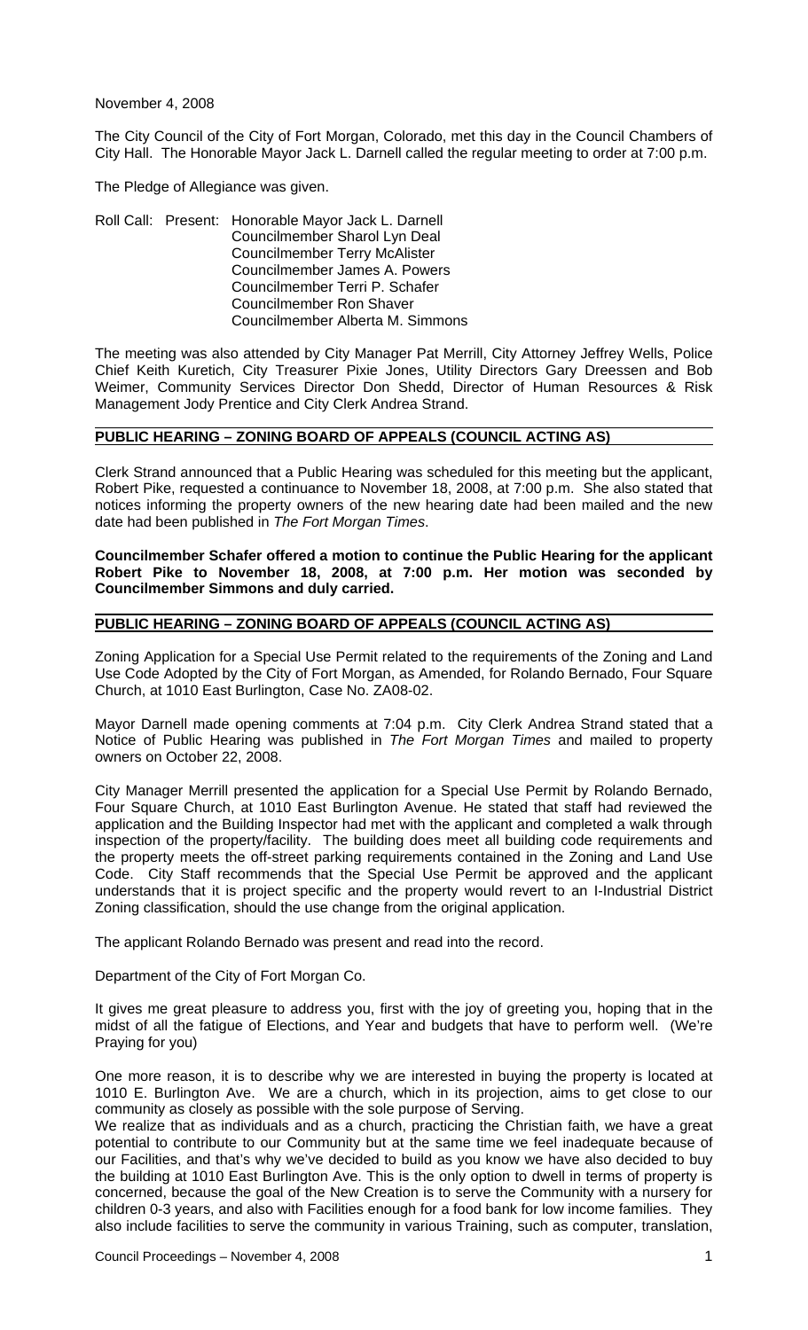November 4, 2008

The City Council of the City of Fort Morgan, Colorado, met this day in the Council Chambers of City Hall. The Honorable Mayor Jack L. Darnell called the regular meeting to order at 7:00 p.m.

The Pledge of Allegiance was given.

Roll Call: Present: Honorable Mayor Jack L. Darnell
Councilmember Sharol Lyn Deal
Councilmember Terry McAlister
Councilmember James A. Powers
Councilmember Terri P. Schafer
Councilmember Ron Shaver
Councilmember Alberta M. Simmons

The meeting was also attended by City Manager Pat Merrill, City Attorney Jeffrey Wells, Police Chief Keith Kuretich, City Treasurer Pixie Jones, Utility Directors Gary Dreessen and Bob Weimer, Community Services Director Don Shedd, Director of Human Resources & Risk Management Jody Prentice and City Clerk Andrea Strand.

## PUBLIC HEARING – ZONING BOARD OF APPEALS (COUNCIL ACTING AS)

Clerk Strand announced that a Public Hearing was scheduled for this meeting but the applicant, Robert Pike, requested a continuance to November 18, 2008, at 7:00 p.m. She also stated that notices informing the property owners of the new hearing date had been mailed and the new date had been published in *The Fort Morgan Times*.

**Councilmember Schafer offered a motion to continue the Public Hearing for the applicant Robert Pike to November 18, 2008, at 7:00 p.m. Her motion was seconded by Councilmember Simmons and duly carried.**

## PUBLIC HEARING – ZONING BOARD OF APPEALS (COUNCIL ACTING AS)

Zoning Application for a Special Use Permit related to the requirements of the Zoning and Land Use Code Adopted by the City of Fort Morgan, as Amended, for Rolando Bernado, Four Square Church, at 1010 East Burlington, Case No. ZA08-02.

Mayor Darnell made opening comments at 7:04 p.m. City Clerk Andrea Strand stated that a Notice of Public Hearing was published in *The Fort Morgan Times* and mailed to property owners on October 22, 2008.

City Manager Merrill presented the application for a Special Use Permit by Rolando Bernado, Four Square Church, at 1010 East Burlington Avenue. He stated that staff had reviewed the application and the Building Inspector had met with the applicant and completed a walk through inspection of the property/facility. The building does meet all building code requirements and the property meets the off-street parking requirements contained in the Zoning and Land Use Code. City Staff recommends that the Special Use Permit be approved and the applicant understands that it is project specific and the property would revert to an I-Industrial District Zoning classification, should the use change from the original application.

The applicant Rolando Bernado was present and read into the record.

Department of the City of Fort Morgan Co.

It gives me great pleasure to address you, first with the joy of greeting you, hoping that in the midst of all the fatigue of Elections, and Year and budgets that have to perform well. (We're Praying for you)

One more reason, it is to describe why we are interested in buying the property is located at 1010 E. Burlington Ave. We are a church, which in its projection, aims to get close to our community as closely as possible with the sole purpose of Serving.

We realize that as individuals and as a church, practicing the Christian faith, we have a great potential to contribute to our Community but at the same time we feel inadequate because of our Facilities, and that's why we've decided to build as you know we have also decided to buy the building at 1010 East Burlington Ave. This is the only option to dwell in terms of property is concerned, because the goal of the New Creation is to serve the Community with a nursery for children 0-3 years, and also with Facilities enough for a food bank for low income families. They also include facilities to serve the community in various Training, such as computer, translation,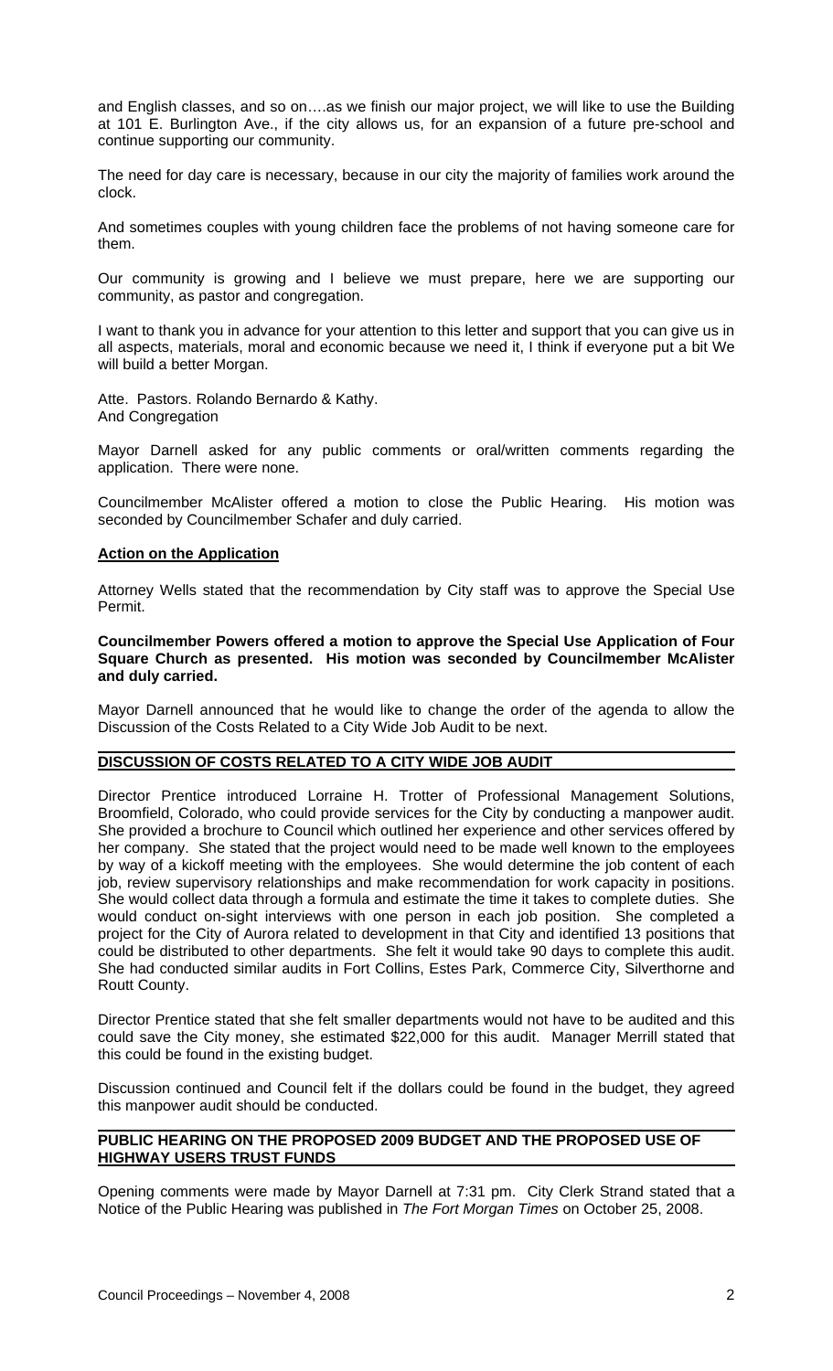and English classes, and so on….as we finish our major project, we will like to use the Building at 101 E. Burlington Ave., if the city allows us, for an expansion of a future pre-school and continue supporting our community.

The need for day care is necessary, because in our city the majority of families work around the clock.

And sometimes couples with young children face the problems of not having someone care for them.

Our community is growing and I believe we must prepare, here we are supporting our community, as pastor and congregation.

I want to thank you in advance for your attention to this letter and support that you can give us in all aspects, materials, moral and economic because we need it, I think if everyone put a bit We will build a better Morgan.

Atte. Pastors. Rolando Bernardo & Kathy.
And Congregation

Mayor Darnell asked for any public comments or oral/written comments regarding the application. There were none.

Councilmember McAlister offered a motion to close the Public Hearing. His motion was seconded by Councilmember Schafer and duly carried.

**Action on the Application**

Attorney Wells stated that the recommendation by City staff was to approve the Special Use Permit.

**Councilmember Powers offered a motion to approve the Special Use Application of Four Square Church as presented. His motion was seconded by Councilmember McAlister and duly carried.**

Mayor Darnell announced that he would like to change the order of the agenda to allow the Discussion of the Costs Related to a City Wide Job Audit to be next.

## DISCUSSION OF COSTS RELATED TO A CITY WIDE JOB AUDIT

Director Prentice introduced Lorraine H. Trotter of Professional Management Solutions, Broomfield, Colorado, who could provide services for the City by conducting a manpower audit. She provided a brochure to Council which outlined her experience and other services offered by her company. She stated that the project would need to be made well known to the employees by way of a kickoff meeting with the employees. She would determine the job content of each job, review supervisory relationships and make recommendation for work capacity in positions. She would collect data through a formula and estimate the time it takes to complete duties. She would conduct on-sight interviews with one person in each job position. She completed a project for the City of Aurora related to development in that City and identified 13 positions that could be distributed to other departments. She felt it would take 90 days to complete this audit. She had conducted similar audits in Fort Collins, Estes Park, Commerce City, Silverthorne and Routt County.

Director Prentice stated that she felt smaller departments would not have to be audited and this could save the City money, she estimated $22,000 for this audit. Manager Merrill stated that this could be found in the existing budget.

Discussion continued and Council felt if the dollars could be found in the budget, they agreed this manpower audit should be conducted.

## PUBLIC HEARING ON THE PROPOSED 2009 BUDGET AND THE PROPOSED USE OF HIGHWAY USERS TRUST FUNDS

Opening comments were made by Mayor Darnell at 7:31 pm. City Clerk Strand stated that a Notice of the Public Hearing was published in *The Fort Morgan Times* on October 25, 2008.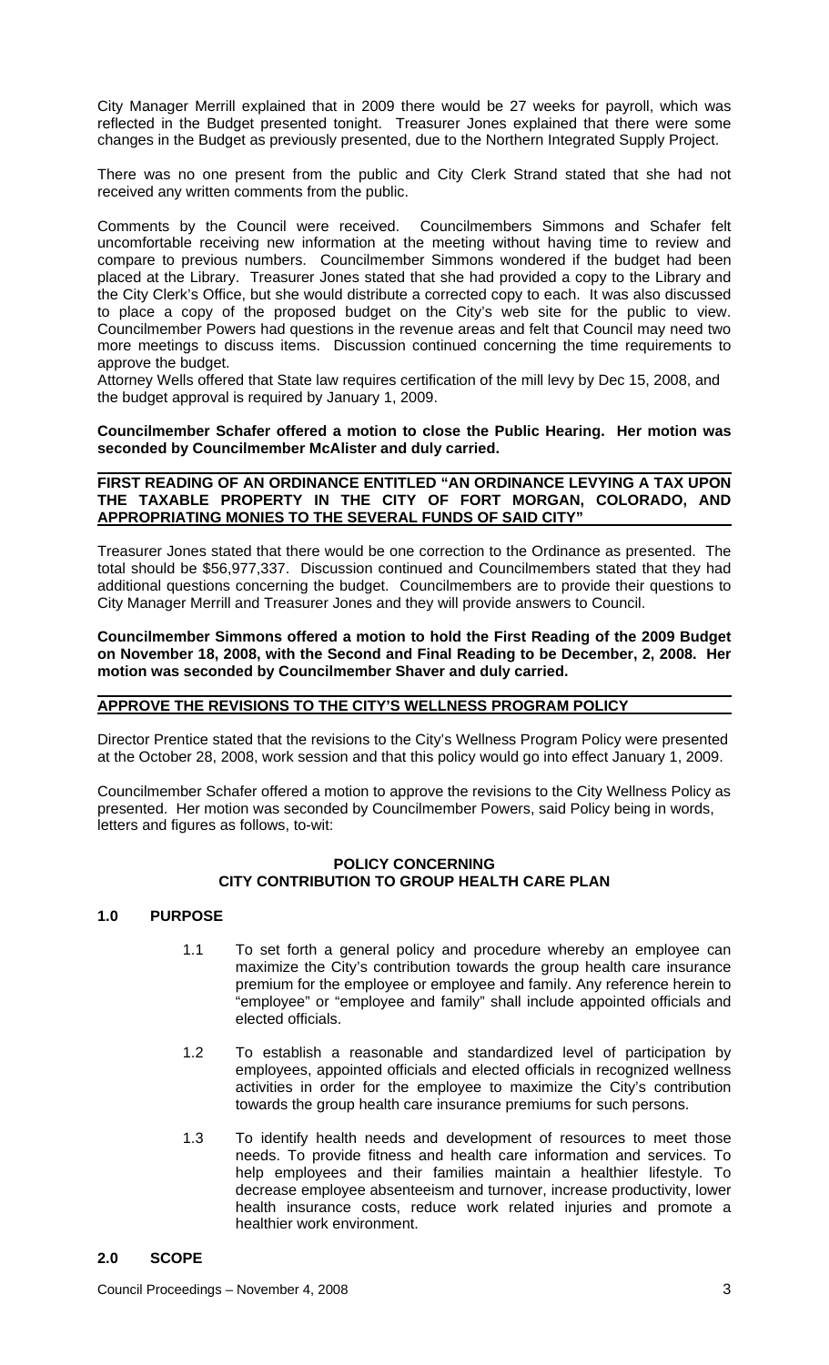City Manager Merrill explained that in 2009 there would be 27 weeks for payroll, which was reflected in the Budget presented tonight. Treasurer Jones explained that there were some changes in the Budget as previously presented, due to the Northern Integrated Supply Project.

There was no one present from the public and City Clerk Strand stated that she had not received any written comments from the public.

Comments by the Council were received. Councilmembers Simmons and Schafer felt uncomfortable receiving new information at the meeting without having time to review and compare to previous numbers. Councilmember Simmons wondered if the budget had been placed at the Library. Treasurer Jones stated that she had provided a copy to the Library and the City Clerk's Office, but she would distribute a corrected copy to each. It was also discussed to place a copy of the proposed budget on the City's web site for the public to view. Councilmember Powers had questions in the revenue areas and felt that Council may need two more meetings to discuss items. Discussion continued concerning the time requirements to approve the budget.

Attorney Wells offered that State law requires certification of the mill levy by Dec 15, 2008, and the budget approval is required by January 1, 2009.

**Councilmember Schafer offered a motion to close the Public Hearing. Her motion was seconded by Councilmember McAlister and duly carried.**

## FIRST READING OF AN ORDINANCE ENTITLED "AN ORDINANCE LEVYING A TAX UPON THE TAXABLE PROPERTY IN THE CITY OF FORT MORGAN, COLORADO, AND APPROPRIATING MONIES TO THE SEVERAL FUNDS OF SAID CITY"

Treasurer Jones stated that there would be one correction to the Ordinance as presented. The total should be $56,977,337. Discussion continued and Councilmembers stated that they had additional questions concerning the budget. Councilmembers are to provide their questions to City Manager Merrill and Treasurer Jones and they will provide answers to Council.

**Councilmember Simmons offered a motion to hold the First Reading of the 2009 Budget on November 18, 2008, with the Second and Final Reading to be December, 2, 2008. Her motion was seconded by Councilmember Shaver and duly carried.**

## APPROVE THE REVISIONS TO THE CITY'S WELLNESS PROGRAM POLICY

Director Prentice stated that the revisions to the City's Wellness Program Policy were presented at the October 28, 2008, work session and that this policy would go into effect January 1, 2009.

Councilmember Schafer offered a motion to approve the revisions to the City Wellness Policy as presented. Her motion was seconded by Councilmember Powers, said Policy being in words, letters and figures as follows, to-wit:

### POLICY CONCERNING CITY CONTRIBUTION TO GROUP HEALTH CARE PLAN

**1.0 PURPOSE**

1.1 To set forth a general policy and procedure whereby an employee can maximize the City's contribution towards the group health care insurance premium for the employee or employee and family. Any reference herein to "employee" or "employee and family" shall include appointed officials and elected officials.

1.2 To establish a reasonable and standardized level of participation by employees, appointed officials and elected officials in recognized wellness activities in order for the employee to maximize the City's contribution towards the group health care insurance premiums for such persons.

1.3 To identify health needs and development of resources to meet those needs. To provide fitness and health care information and services. To help employees and their families maintain a healthier lifestyle. To decrease employee absenteeism and turnover, increase productivity, lower health insurance costs, reduce work related injuries and promote a healthier work environment.

**2.0 SCOPE**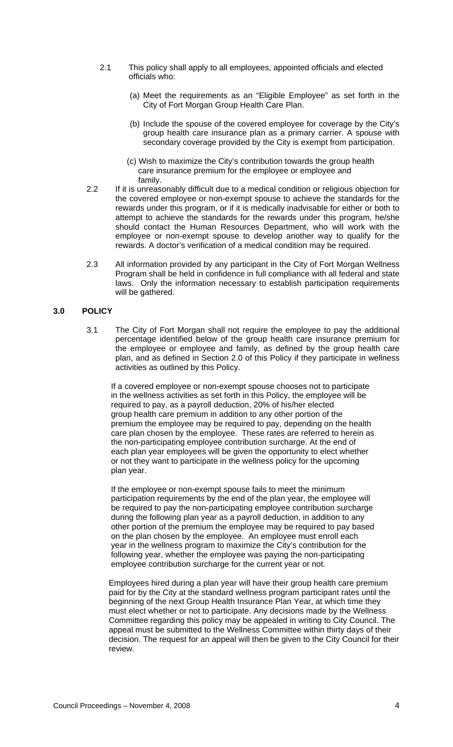2.1 This policy shall apply to all employees, appointed officials and elected officials who:

(a) Meet the requirements as an "Eligible Employee" as set forth in the City of Fort Morgan Group Health Care Plan.

(b) Include the spouse of the covered employee for coverage by the City's group health care insurance plan as a primary carrier. A spouse with secondary coverage provided by the City is exempt from participation.

(c) Wish to maximize the City's contribution towards the group health care insurance premium for the employee or employee and family.

2.2 If it is unreasonably difficult due to a medical condition or religious objection for the covered employee or non-exempt spouse to achieve the standards for the rewards under this program, or if it is medically inadvisable for either or both to attempt to achieve the standards for the rewards under this program, he/she should contact the Human Resources Department, who will work with the employee or non-exempt spouse to develop another way to qualify for the rewards. A doctor's verification of a medical condition may be required.

2.3 All information provided by any participant in the City of Fort Morgan Wellness Program shall be held in confidence in full compliance with all federal and state laws. Only the information necessary to establish participation requirements will be gathered.

## 3.0 POLICY

3.1 The City of Fort Morgan shall not require the employee to pay the additional percentage identified below of the group health care insurance premium for the employee or employee and family, as defined by the group health care plan, and as defined in Section 2.0 of this Policy if they participate in wellness activities as outlined by this Policy.

If a covered employee or non-exempt spouse chooses not to participate in the wellness activities as set forth in this Policy, the employee will be required to pay, as a payroll deduction, 20% of his/her elected group health care premium in addition to any other portion of the premium the employee may be required to pay, depending on the health care plan chosen by the employee. These rates are referred to herein as the non-participating employee contribution surcharge. At the end of each plan year employees will be given the opportunity to elect whether or not they want to participate in the wellness policy for the upcoming plan year.

If the employee or non-exempt spouse fails to meet the minimum participation requirements by the end of the plan year, the employee will be required to pay the non-participating employee contribution surcharge during the following plan year as a payroll deduction, in addition to any other portion of the premium the employee may be required to pay based on the plan chosen by the employee. An employee must enroll each year in the wellness program to maximize the City's contribution for the following year, whether the employee was paying the non-participating employee contribution surcharge for the current year or not.

Employees hired during a plan year will have their group health care premium paid for by the City at the standard wellness program participant rates until the beginning of the next Group Health Insurance Plan Year, at which time they must elect whether or not to participate. Any decisions made by the Wellness Committee regarding this policy may be appealed in writing to City Council. The appeal must be submitted to the Wellness Committee within thirty days of their decision. The request for an appeal will then be given to the City Council for their review.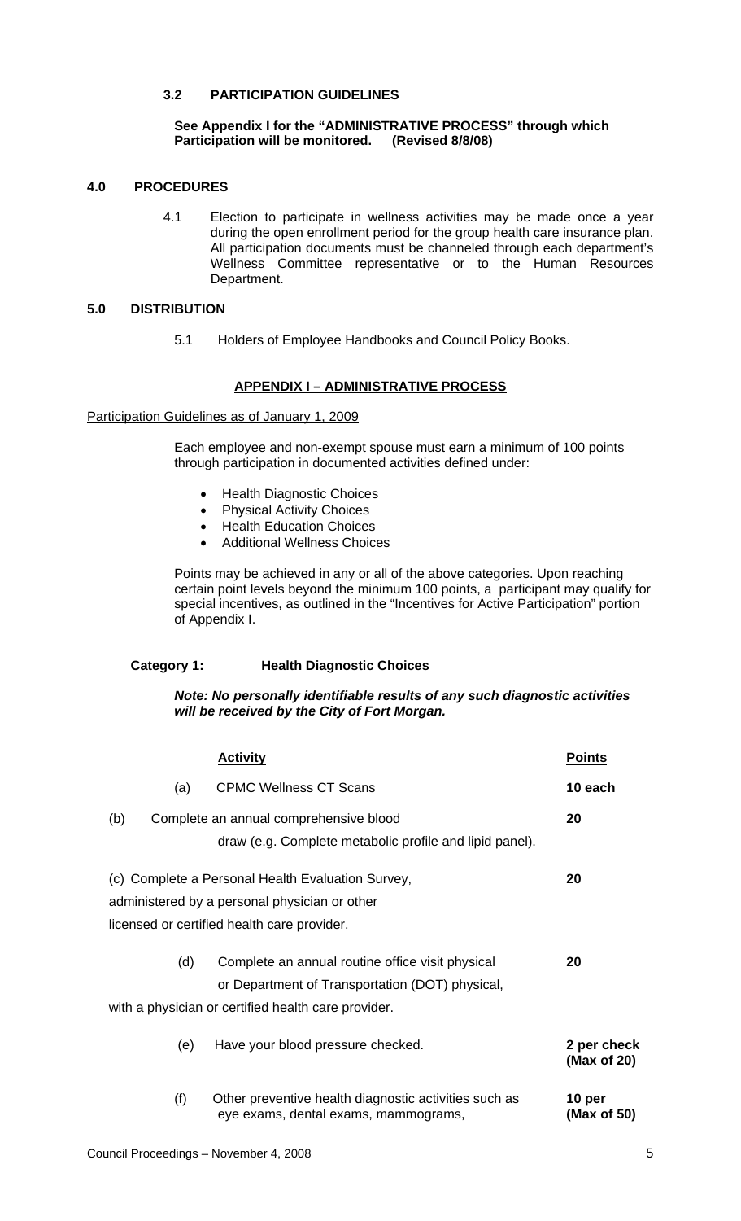### 3.2 PARTICIPATION GUIDELINES

**See Appendix I for the "ADMINISTRATIVE PROCESS" through which Participation will be monitored. (Revised 8/8/08)**

## 4.0 PROCEDURES

4.1 Election to participate in wellness activities may be made once a year during the open enrollment period for the group health care insurance plan. All participation documents must be channeled through each department's Wellness Committee representative or to the Human Resources Department.

## 5.0 DISTRIBUTION

5.1 Holders of Employee Handbooks and Council Policy Books.

## APPENDIX I – ADMINISTRATIVE PROCESS

Participation Guidelines as of January 1, 2009

Each employee and non-exempt spouse must earn a minimum of 100 points through participation in documented activities defined under:

- Health Diagnostic Choices
- Physical Activity Choices
- Health Education Choices
- Additional Wellness Choices

Points may be achieved in any or all of the above categories. Upon reaching certain point levels beyond the minimum 100 points, a participant may qualify for special incentives, as outlined in the "Incentives for Active Participation" portion of Appendix I.

**Category 1: Health Diagnostic Choices**

***Note: No personally identifiable results of any such diagnostic activities will be received by the City of Fort Morgan.***

| | Activity | Points |
|---|---|---|
| (a) | CPMC Wellness CT Scans | **10 each** |
| (b) | Complete an annual comprehensive blood draw (e.g. Complete metabolic profile and lipid panel). | **20** |
| (c) | Complete a Personal Health Evaluation Survey, administered by a personal physician or other licensed or certified health care provider. | **20** |
| (d) | Complete an annual routine office visit physical or Department of Transportation (DOT) physical, with a physician or certified health care provider. | **20** |
| (e) | Have your blood pressure checked. | **2 per check (Max of 20)** |
| (f) | Other preventive health diagnostic activities such as eye exams, dental exams, mammograms, | **10 per (Max of 50)** |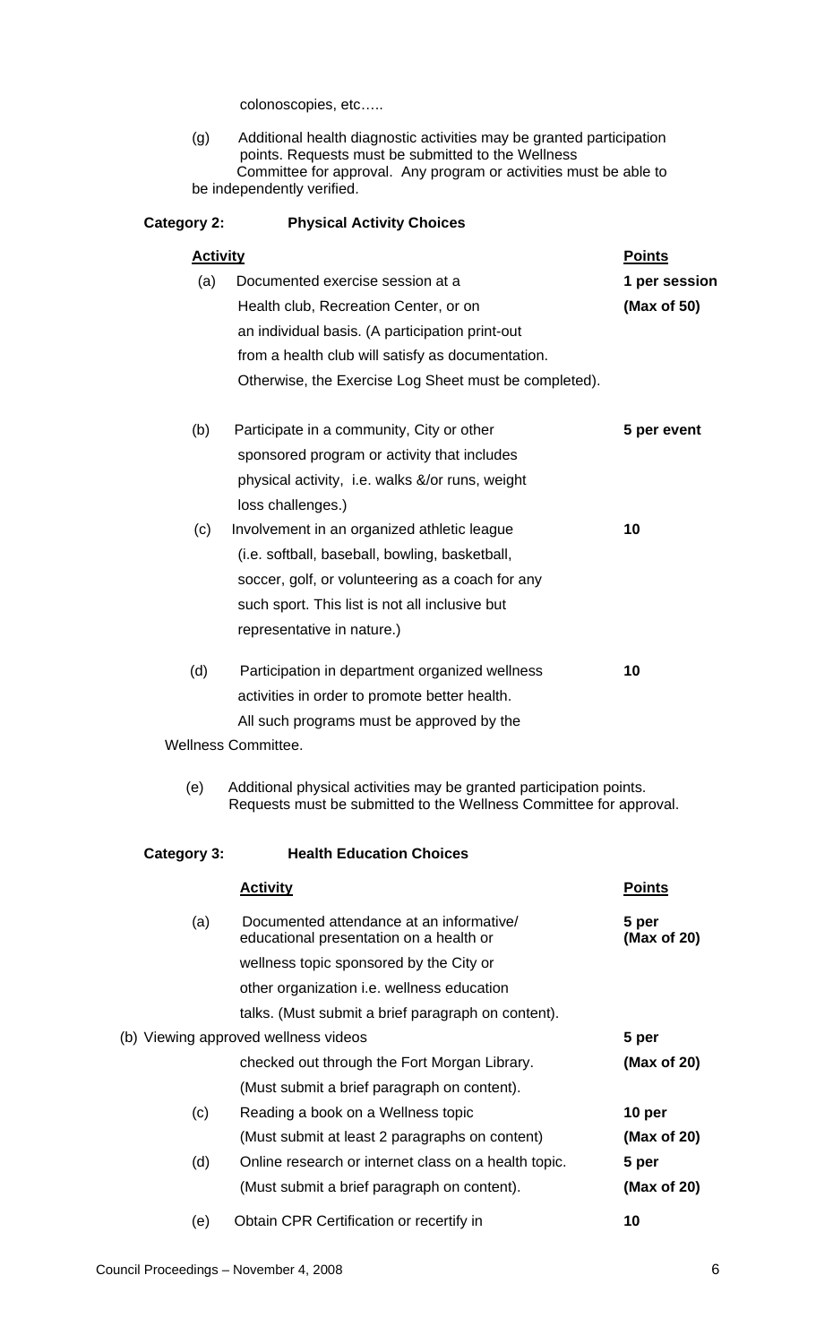colonoscopies, etc…..

(g) Additional health diagnostic activities may be granted participation points. Requests must be submitted to the Wellness Committee for approval. Any program or activities must be able to be independently verified.

**Category 2: Physical Activity Choices**

| | **Activity** | **Points** |
|---|---|---|
| (a) | Documented exercise session at a Health club, Recreation Center, or on an individual basis. (A participation print-out from a health club will satisfy as documentation. Otherwise, the Exercise Log Sheet must be completed). | **1 per session (Max of 50)** |
| (b) | Participate in a community, City or other sponsored program or activity that includes physical activity, i.e. walks &/or runs, weight loss challenges.) | **5 per event** |
| (c) | Involvement in an organized athletic league (i.e. softball, baseball, bowling, basketball, soccer, golf, or volunteering as a coach for any such sport. This list is not all inclusive but representative in nature.) | **10** |
| (d) | Participation in department organized wellness activities in order to promote better health. All such programs must be approved by the Wellness Committee. | **10** |

(e) Additional physical activities may be granted participation points. Requests must be submitted to the Wellness Committee for approval.

**Category 3: Health Education Choices**

| | **Activity** | **Points** |
|---|---|---|
| (a) | Documented attendance at an informative/ educational presentation on a health or wellness topic sponsored by the City or other organization i.e. wellness education talks. (Must submit a brief paragraph on content). | **5 per (Max of 20)** |
| (b) | Viewing approved wellness videos checked out through the Fort Morgan Library. (Must submit a brief paragraph on content). | **5 per (Max of 20)** |
| (c) | Reading a book on a Wellness topic (Must submit at least 2 paragraphs on content) | **10 per (Max of 20)** |
| (d) | Online research or internet class on a health topic. (Must submit a brief paragraph on content). | **5 per (Max of 20)** |
| (e) | Obtain CPR Certification or recertify in | **10** |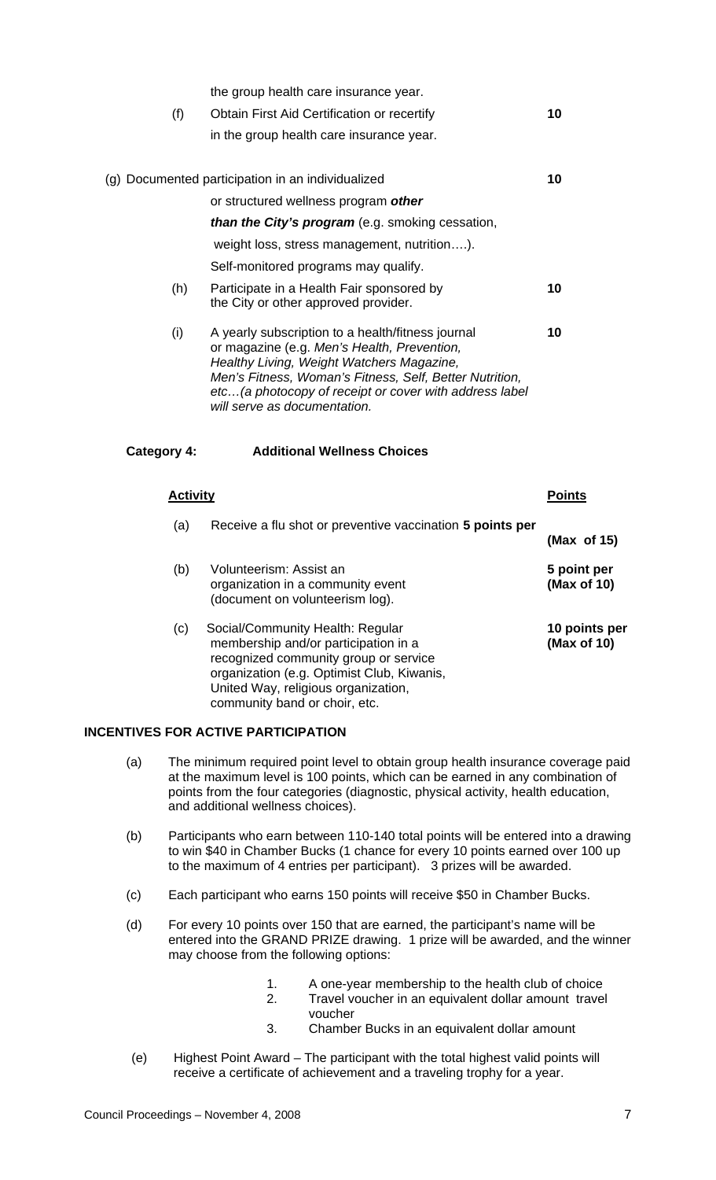the group health care insurance year.

| | Activity | Points |
|---|---|---|
| (f) | Obtain First Aid Certification or recertify in the group health care insurance year. | **10** |
| (g) | Documented participation in an individualized or structured wellness program ***other than the City's program*** (e.g. smoking cessation, weight loss, stress management, nutrition….). Self-monitored programs may qualify. | **10** |
| (h) | Participate in a Health Fair sponsored by the City or other approved provider. | **10** |
| (i) | A yearly subscription to a health/fitness journal or magazine (e.g. *Men's Health, Prevention, Healthy Living, Weight Watchers Magazine, Men's Fitness, Woman's Fitness, Self, Better Nutrition, etc…(a photocopy of receipt or cover with address label will serve as documentation.* | **10** |

**Category 4: Additional Wellness Choices**

| | <u>**Activity**</u> | <u>**Points**</u> |
|---|---|---|
| (a) | Receive a flu shot or preventive vaccination **5 points per** | **(Max of 15)** |
| (b) | Volunteerism: Assist an organization in a community event (document on volunteerism log). | **5 point per (Max of 10)** |
| (c) | Social/Community Health: Regular membership and/or participation in a recognized community group or service organization (e.g. Optimist Club, Kiwanis, United Way, religious organization, community band or choir, etc. | **10 points per (Max of 10)** |

**INCENTIVES FOR ACTIVE PARTICIPATION**

(a) The minimum required point level to obtain group health insurance coverage paid at the maximum level is 100 points, which can be earned in any combination of points from the four categories (diagnostic, physical activity, health education, and additional wellness choices).

(b) Participants who earn between 110-140 total points will be entered into a drawing to win $40 in Chamber Bucks (1 chance for every 10 points earned over 100 up to the maximum of 4 entries per participant). 3 prizes will be awarded.

(c) Each participant who earns 150 points will receive $50 in Chamber Bucks.

(d) For every 10 points over 150 that are earned, the participant's name will be entered into the GRAND PRIZE drawing. 1 prize will be awarded, and the winner may choose from the following options:

1. A one-year membership to the health club of choice
2. Travel voucher in an equivalent dollar amount travel voucher
3. Chamber Bucks in an equivalent dollar amount

(e) Highest Point Award – The participant with the total highest valid points will receive a certificate of achievement and a traveling trophy for a year.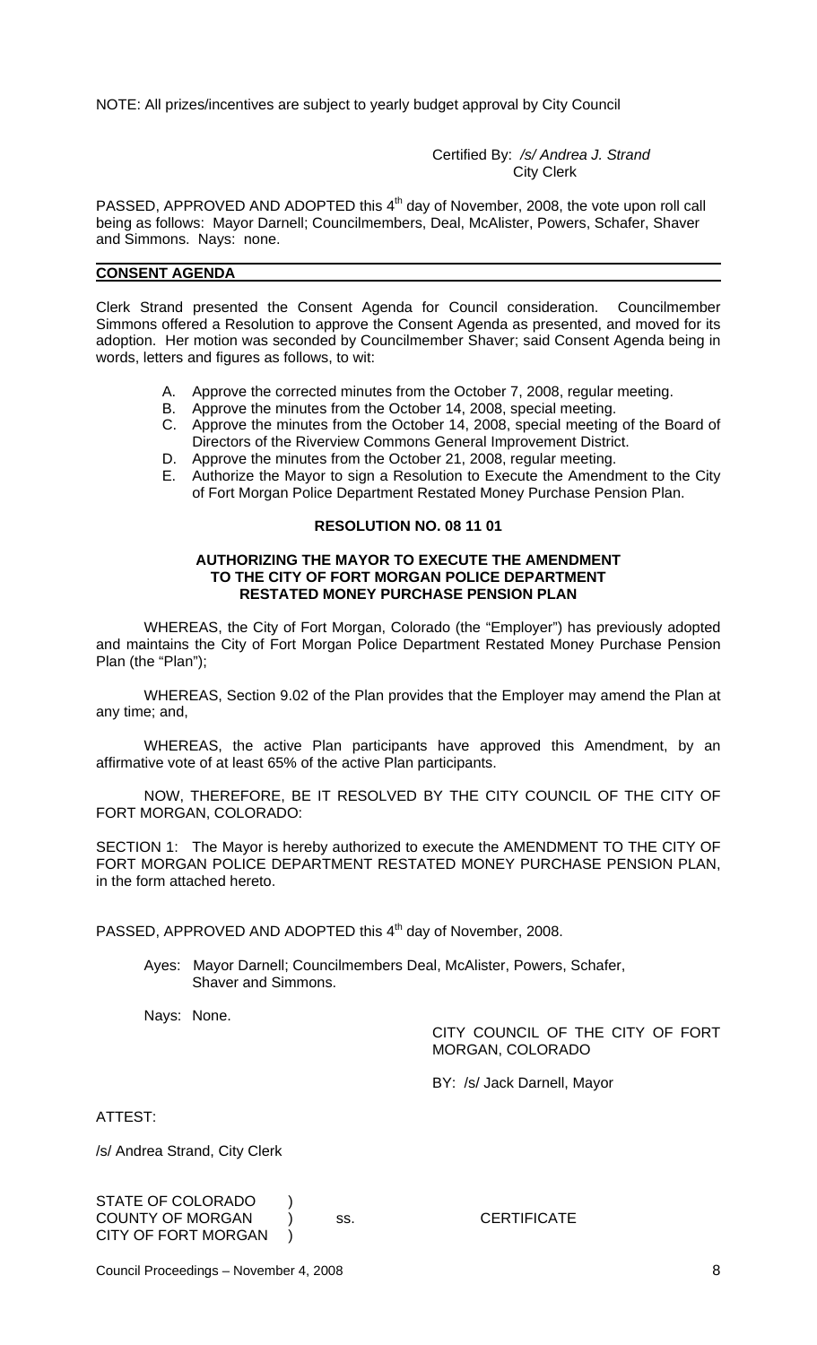NOTE: All prizes/incentives are subject to yearly budget approval by City Council

Certified By: */s/ Andrea J. Strand*
City Clerk

PASSED, APPROVED AND ADOPTED this 4th day of November, 2008, the vote upon roll call being as follows: Mayor Darnell; Councilmembers, Deal, McAlister, Powers, Schafer, Shaver and Simmons. Nays: none.

## CONSENT AGENDA

Clerk Strand presented the Consent Agenda for Council consideration. Councilmember Simmons offered a Resolution to approve the Consent Agenda as presented, and moved for its adoption. Her motion was seconded by Councilmember Shaver; said Consent Agenda being in words, letters and figures as follows, to wit:

A. Approve the corrected minutes from the October 7, 2008, regular meeting.
B. Approve the minutes from the October 14, 2008, special meeting.
C. Approve the minutes from the October 14, 2008, special meeting of the Board of Directors of the Riverview Commons General Improvement District.
D. Approve the minutes from the October 21, 2008, regular meeting.
E. Authorize the Mayor to sign a Resolution to Execute the Amendment to the City of Fort Morgan Police Department Restated Money Purchase Pension Plan.

**RESOLUTION NO. 08 11 01**

**AUTHORIZING THE MAYOR TO EXECUTE THE AMENDMENT TO THE CITY OF FORT MORGAN POLICE DEPARTMENT RESTATED MONEY PURCHASE PENSION PLAN**

WHEREAS, the City of Fort Morgan, Colorado (the "Employer") has previously adopted and maintains the City of Fort Morgan Police Department Restated Money Purchase Pension Plan (the "Plan");

WHEREAS, Section 9.02 of the Plan provides that the Employer may amend the Plan at any time; and,

WHEREAS, the active Plan participants have approved this Amendment, by an affirmative vote of at least 65% of the active Plan participants.

NOW, THEREFORE, BE IT RESOLVED BY THE CITY COUNCIL OF THE CITY OF FORT MORGAN, COLORADO:

SECTION 1: The Mayor is hereby authorized to execute the AMENDMENT TO THE CITY OF FORT MORGAN POLICE DEPARTMENT RESTATED MONEY PURCHASE PENSION PLAN, in the form attached hereto.

PASSED, APPROVED AND ADOPTED this 4th day of November, 2008.

Ayes: Mayor Darnell; Councilmembers Deal, McAlister, Powers, Schafer, Shaver and Simmons.

Nays: None.

CITY COUNCIL OF THE CITY OF FORT MORGAN, COLORADO

BY: /s/ Jack Darnell, Mayor

ATTEST:

/s/ Andrea Strand, City Clerk

STATE OF COLORADO )
COUNTY OF MORGAN ) ss. CERTIFICATE
CITY OF FORT MORGAN )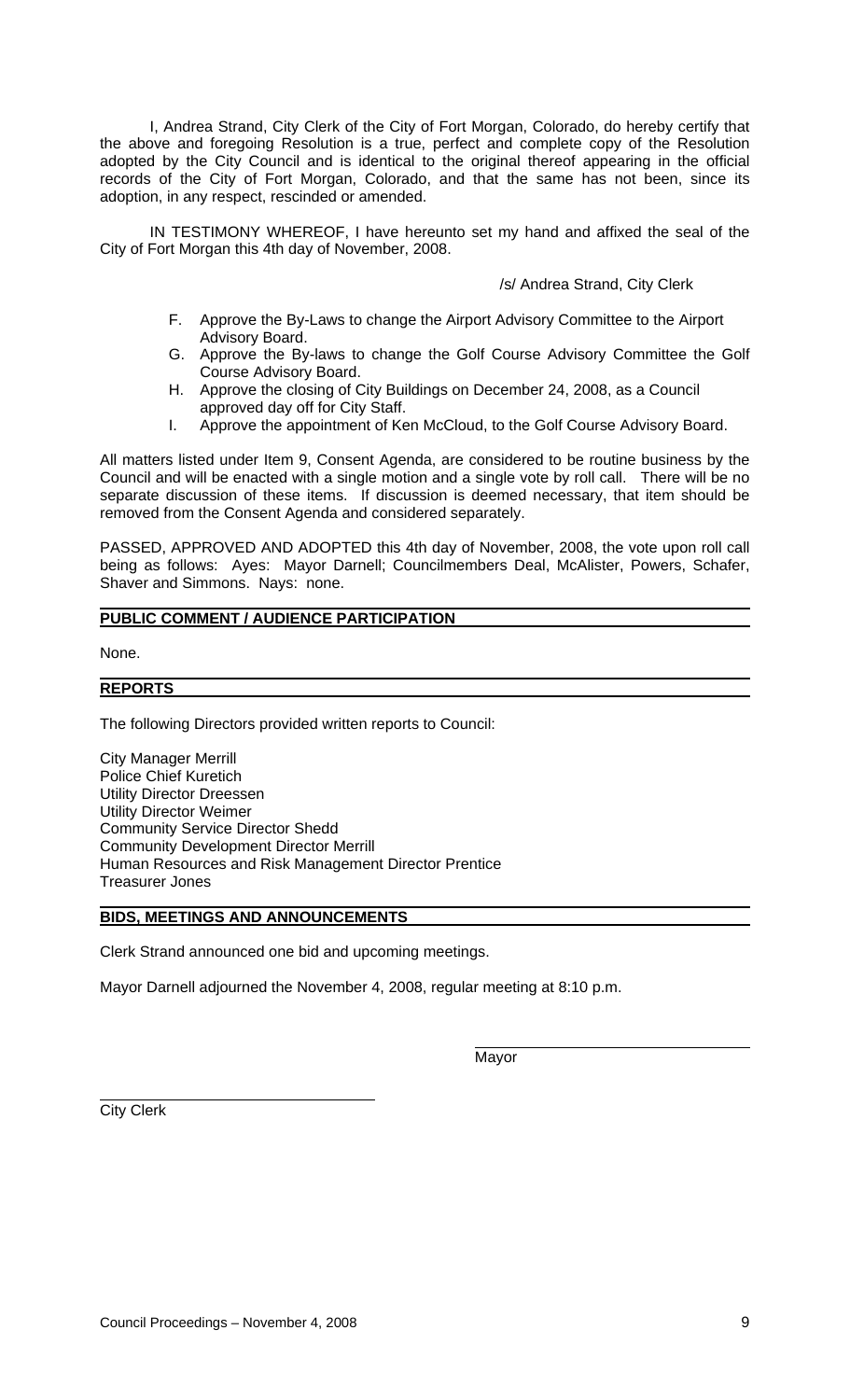I, Andrea Strand, City Clerk of the City of Fort Morgan, Colorado, do hereby certify that the above and foregoing Resolution is a true, perfect and complete copy of the Resolution adopted by the City Council and is identical to the original thereof appearing in the official records of the City of Fort Morgan, Colorado, and that the same has not been, since its adoption, in any respect, rescinded or amended.

IN TESTIMONY WHEREOF, I have hereunto set my hand and affixed the seal of the City of Fort Morgan this 4th day of November, 2008.

/s/ Andrea Strand, City Clerk

F. Approve the By-Laws to change the Airport Advisory Committee to the Airport Advisory Board.
G. Approve the By-laws to change the Golf Course Advisory Committee the Golf Course Advisory Board.
H. Approve the closing of City Buildings on December 24, 2008, as a Council approved day off for City Staff.
I. Approve the appointment of Ken McCloud, to the Golf Course Advisory Board.

All matters listed under Item 9, Consent Agenda, are considered to be routine business by the Council and will be enacted with a single motion and a single vote by roll call. There will be no separate discussion of these items. If discussion is deemed necessary, that item should be removed from the Consent Agenda and considered separately.

PASSED, APPROVED AND ADOPTED this 4th day of November, 2008, the vote upon roll call being as follows: Ayes: Mayor Darnell; Councilmembers Deal, McAlister, Powers, Schafer, Shaver and Simmons. Nays: none.

## PUBLIC COMMENT / AUDIENCE PARTICIPATION

None.

## REPORTS

The following Directors provided written reports to Council:

City Manager Merrill
Police Chief Kuretich
Utility Director Dreessen
Utility Director Weimer
Community Service Director Shedd
Community Development Director Merrill
Human Resources and Risk Management Director Prentice
Treasurer Jones

## BIDS, MEETINGS AND ANNOUNCEMENTS

Clerk Strand announced one bid and upcoming meetings.

Mayor Darnell adjourned the November 4, 2008, regular meeting at 8:10 p.m.

Mayor

City Clerk